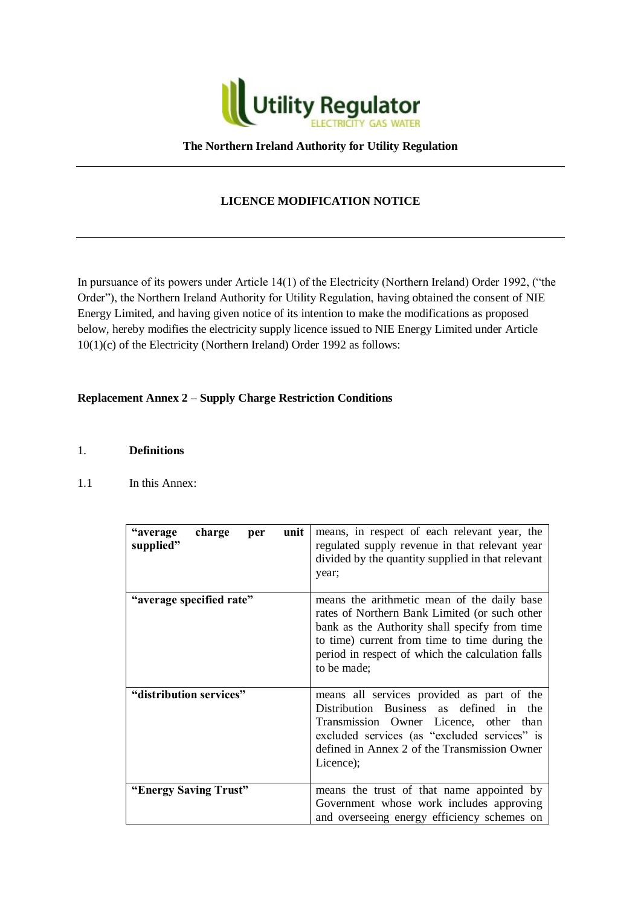**The Northern Ireland Authority for Utility Regulation**

---

**LICENCE MODIFICATION NOTICE**

---

In pursuance of its powers under Article 14(1) of the Electricity (Northern Ireland) Order 1992, ("the Order"), the Northern Ireland Authority for Utility Regulation, having obtained the consent of NIE Energy Limited, and having given notice of its intention to make the modifications as proposed below, hereby modifies the electricity supply licence issued to NIE Energy Limited under Article 10(1)(c) of the Electricity (Northern Ireland) Order 1992 as follows:

**Replacement Annex 2 – Supply Charge Restriction Conditions**

1. **Definitions**

1.1 In this Annex:

| | |
|---|---|
| **"average charge per unit supplied"** | means, in respect of each relevant year, the regulated supply revenue in that relevant year divided by the quantity supplied in that relevant year; |
| **"average specified rate"** | means the arithmetic mean of the daily base rates of Northern Bank Limited (or such other bank as the Authority shall specify from time to time) current from time to time during the period in respect of which the calculation falls to be made; |
| **"distribution services"** | means all services provided as part of the Distribution Business as defined in the Transmission Owner Licence, other than excluded services (as "excluded services" is defined in Annex 2 of the Transmission Owner Licence); |
| **"Energy Saving Trust"** | means the trust of that name appointed by Government whose work includes approving and overseeing energy efficiency schemes on |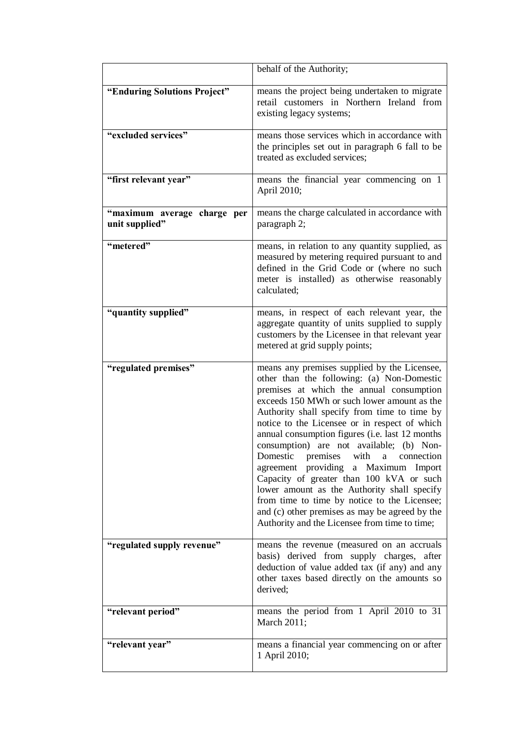| | |
|---|---|
| | behalf of the Authority; |
| **"Enduring Solutions Project"** | means the project being undertaken to migrate retail customers in Northern Ireland from existing legacy systems; |
| **"excluded services"** | means those services which in accordance with the principles set out in paragraph 6 fall to be treated as excluded services; |
| **"first relevant year"** | means the financial year commencing on 1 April 2010; |
| **"maximum average charge per unit supplied"** | means the charge calculated in accordance with paragraph 2; |
| **"metered"** | means, in relation to any quantity supplied, as measured by metering required pursuant to and defined in the Grid Code or (where no such meter is installed) as otherwise reasonably calculated; |
| **"quantity supplied"** | means, in respect of each relevant year, the aggregate quantity of units supplied to supply customers by the Licensee in that relevant year metered at grid supply points; |
| **"regulated premises"** | means any premises supplied by the Licensee, other than the following: (a) Non-Domestic premises at which the annual consumption exceeds 150 MWh or such lower amount as the Authority shall specify from time to time by notice to the Licensee or in respect of which annual consumption figures (i.e. last 12 months consumption) are not available; (b) Non-Domestic premises with a connection agreement providing a Maximum Import Capacity of greater than 100 kVA or such lower amount as the Authority shall specify from time to time by notice to the Licensee; and (c) other premises as may be agreed by the Authority and the Licensee from time to time; |
| **"regulated supply revenue"** | means the revenue (measured on an accruals basis) derived from supply charges, after deduction of value added tax (if any) and any other taxes based directly on the amounts so derived; |
| **"relevant period"** | means the period from 1 April 2010 to 31 March 2011; |
| **"relevant year"** | means a financial year commencing on or after 1 April 2010; |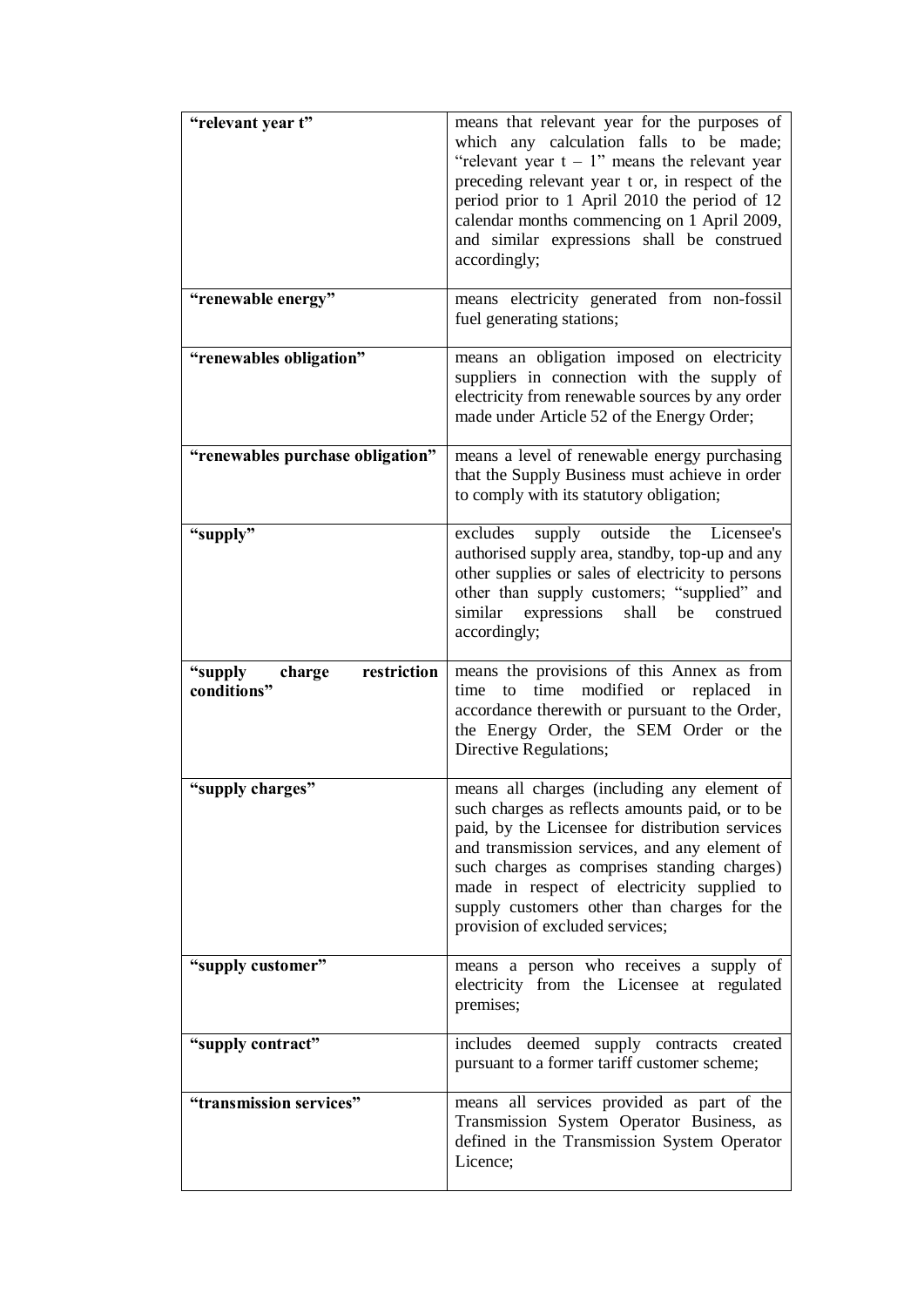| | |
|---|---|
| **"relevant year t"** | means that relevant year for the purposes of which any calculation falls to be made; "relevant year t – 1" means the relevant year preceding relevant year t or, in respect of the period prior to 1 April 2010 the period of 12 calendar months commencing on 1 April 2009, and similar expressions shall be construed accordingly; |
| **"renewable energy"** | means electricity generated from non-fossil fuel generating stations; |
| **"renewables obligation"** | means an obligation imposed on electricity suppliers in connection with the supply of electricity from renewable sources by any order made under Article 52 of the Energy Order; |
| **"renewables purchase obligation"** | means a level of renewable energy purchasing that the Supply Business must achieve in order to comply with its statutory obligation; |
| **"supply"** | excludes supply outside the Licensee's authorised supply area, standby, top-up and any other supplies or sales of electricity to persons other than supply customers; "supplied" and similar expressions shall be construed accordingly; |
| **"supply charge restriction conditions"** | means the provisions of this Annex as from time to time modified or replaced in accordance therewith or pursuant to the Order, the Energy Order, the SEM Order or the Directive Regulations; |
| **"supply charges"** | means all charges (including any element of such charges as reflects amounts paid, or to be paid, by the Licensee for distribution services and transmission services, and any element of such charges as comprises standing charges) made in respect of electricity supplied to supply customers other than charges for the provision of excluded services; |
| **"supply customer"** | means a person who receives a supply of electricity from the Licensee at regulated premises; |
| **"supply contract"** | includes deemed supply contracts created pursuant to a former tariff customer scheme; |
| **"transmission services"** | means all services provided as part of the Transmission System Operator Business, as defined in the Transmission System Operator Licence; |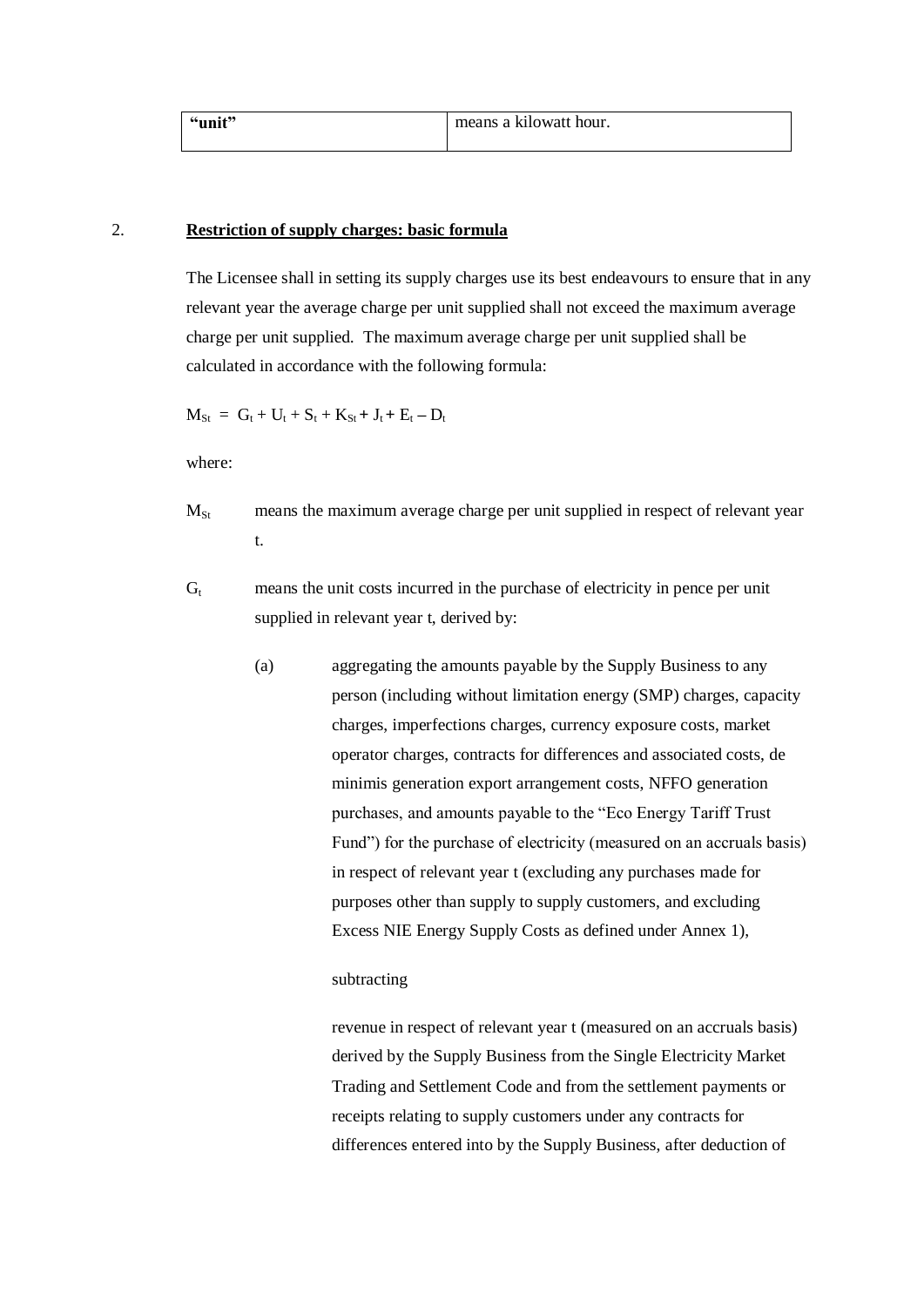| **“unit”** | means a kilowatt hour. |
| --- | --- |

## 2. <u>Restriction of supply charges: basic formula</u>

The Licensee shall in setting its supply charges use its best endeavours to ensure that in any relevant year the average charge per unit supplied shall not exceed the maximum average charge per unit supplied. The maximum average charge per unit supplied shall be calculated in accordance with the following formula:

$$M_{St} = G_t + U_t + S_t + K_{St} + J_t + E_t - D_t$$

where:

$M_{St}$ means the maximum average charge per unit supplied in respect of relevant year t.

$G_t$ means the unit costs incurred in the purchase of electricity in pence per unit supplied in relevant year t, derived by:

(a) aggregating the amounts payable by the Supply Business to any person (including without limitation energy (SMP) charges, capacity charges, imperfections charges, currency exposure costs, market operator charges, contracts for differences and associated costs, de minimis generation export arrangement costs, NFFO generation purchases, and amounts payable to the “Eco Energy Tariff Trust Fund”) for the purchase of electricity (measured on an accruals basis) in respect of relevant year t (excluding any purchases made for purposes other than supply to supply customers, and excluding Excess NIE Energy Supply Costs as defined under Annex 1),

subtracting

revenue in respect of relevant year t (measured on an accruals basis) derived by the Supply Business from the Single Electricity Market Trading and Settlement Code and from the settlement payments or receipts relating to supply customers under any contracts for differences entered into by the Supply Business, after deduction of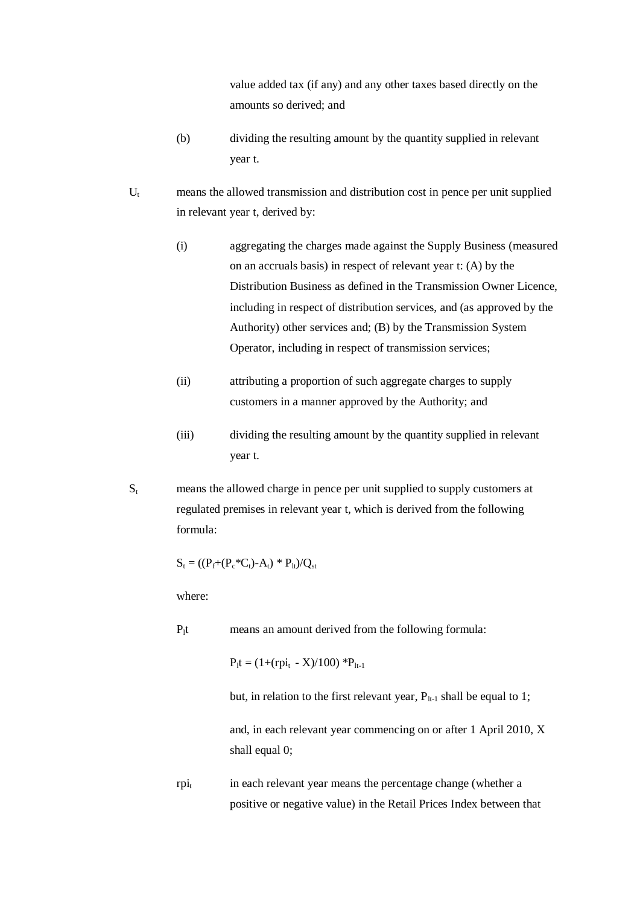value added tax (if any) and any other taxes based directly on the amounts so derived; and

(b) dividing the resulting amount by the quantity supplied in relevant year t.

$U_t$ means the allowed transmission and distribution cost in pence per unit supplied in relevant year t, derived by:

(i) aggregating the charges made against the Supply Business (measured on an accruals basis) in respect of relevant year t: (A) by the Distribution Business as defined in the Transmission Owner Licence, including in respect of distribution services, and (as approved by the Authority) other services and; (B) by the Transmission System Operator, including in respect of transmission services;

(ii) attributing a proportion of such aggregate charges to supply customers in a manner approved by the Authority; and

(iii) dividing the resulting amount by the quantity supplied in relevant year t.

$S_t$ means the allowed charge in pence per unit supplied to supply customers at regulated premises in relevant year t, which is derived from the following formula:

$$S_t = ((P_f+(P_c*C_t)-A_t) * P_{lt})/Q_{st}$$

where:

$P_lt$ means an amount derived from the following formula:

$$P_lt = (1+(rpi_t - X)/100) *P_{lt-1}$$

but, in relation to the first relevant year, $P_{lt-1}$ shall be equal to 1;

and, in each relevant year commencing on or after 1 April 2010, X shall equal 0;

$rpi_t$ in each relevant year means the percentage change (whether a positive or negative value) in the Retail Prices Index between that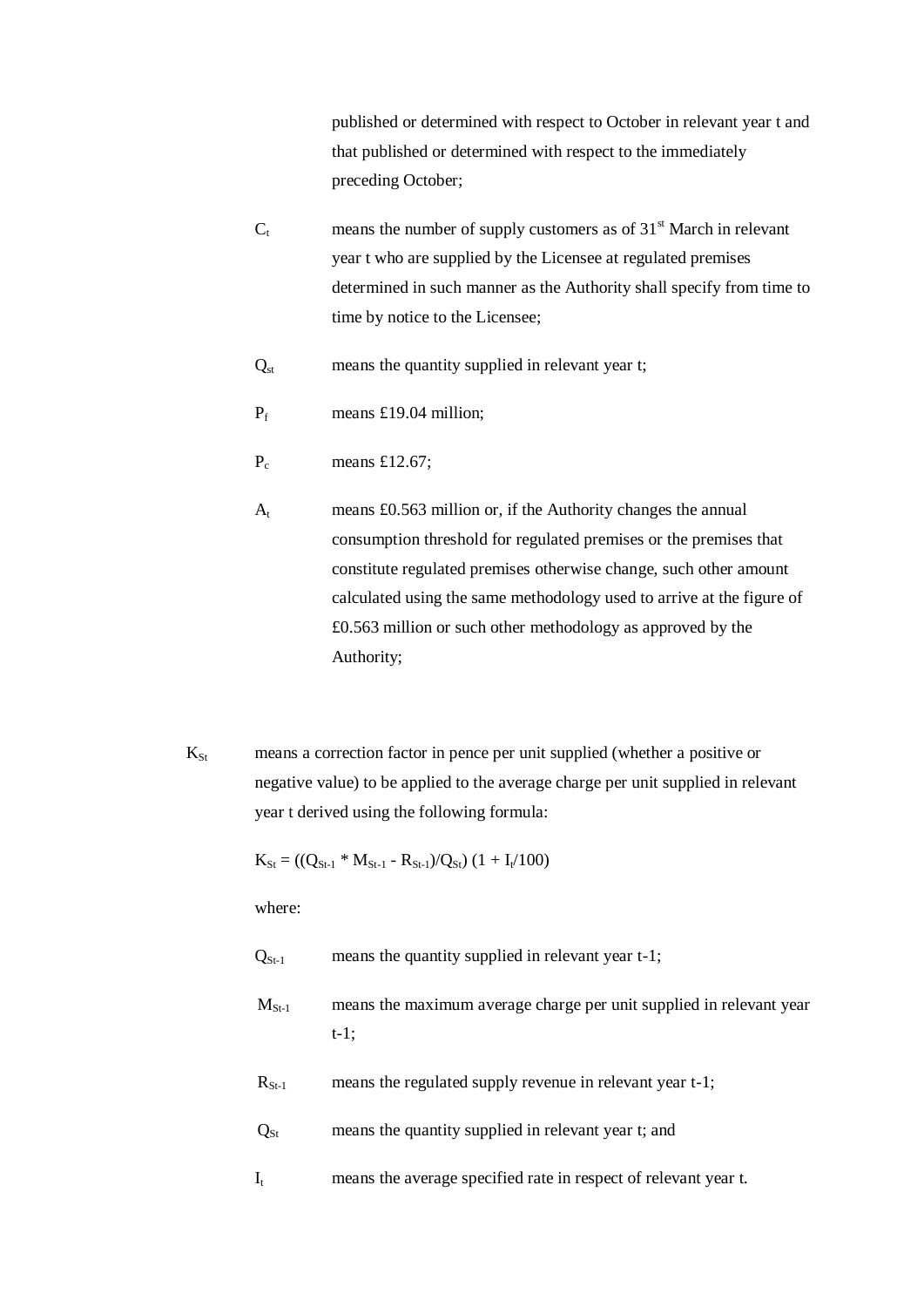published or determined with respect to October in relevant year t and that published or determined with respect to the immediately preceding October;

$C_t$ means the number of supply customers as of 31st March in relevant year t who are supplied by the Licensee at regulated premises determined in such manner as the Authority shall specify from time to time by notice to the Licensee;

$Q_{st}$ means the quantity supplied in relevant year t;

$P_f$ means £19.04 million;

$P_c$ means £12.67;

$A_t$ means £0.563 million or, if the Authority changes the annual consumption threshold for regulated premises or the premises that constitute regulated premises otherwise change, such other amount calculated using the same methodology used to arrive at the figure of £0.563 million or such other methodology as approved by the Authority;

$K_{St}$ means a correction factor in pence per unit supplied (whether a positive or negative value) to be applied to the average charge per unit supplied in relevant year t derived using the following formula:

$$K_{St} = ((Q_{St-1} * M_{St-1} - R_{St-1})/Q_{St}) (1 + I_t/100)$$

where:

$Q_{St-1}$ means the quantity supplied in relevant year t-1;

$M_{St-1}$ means the maximum average charge per unit supplied in relevant year t-1;

$R_{St-1}$ means the regulated supply revenue in relevant year t-1;

$Q_{St}$ means the quantity supplied in relevant year t; and

$I_t$ means the average specified rate in respect of relevant year t.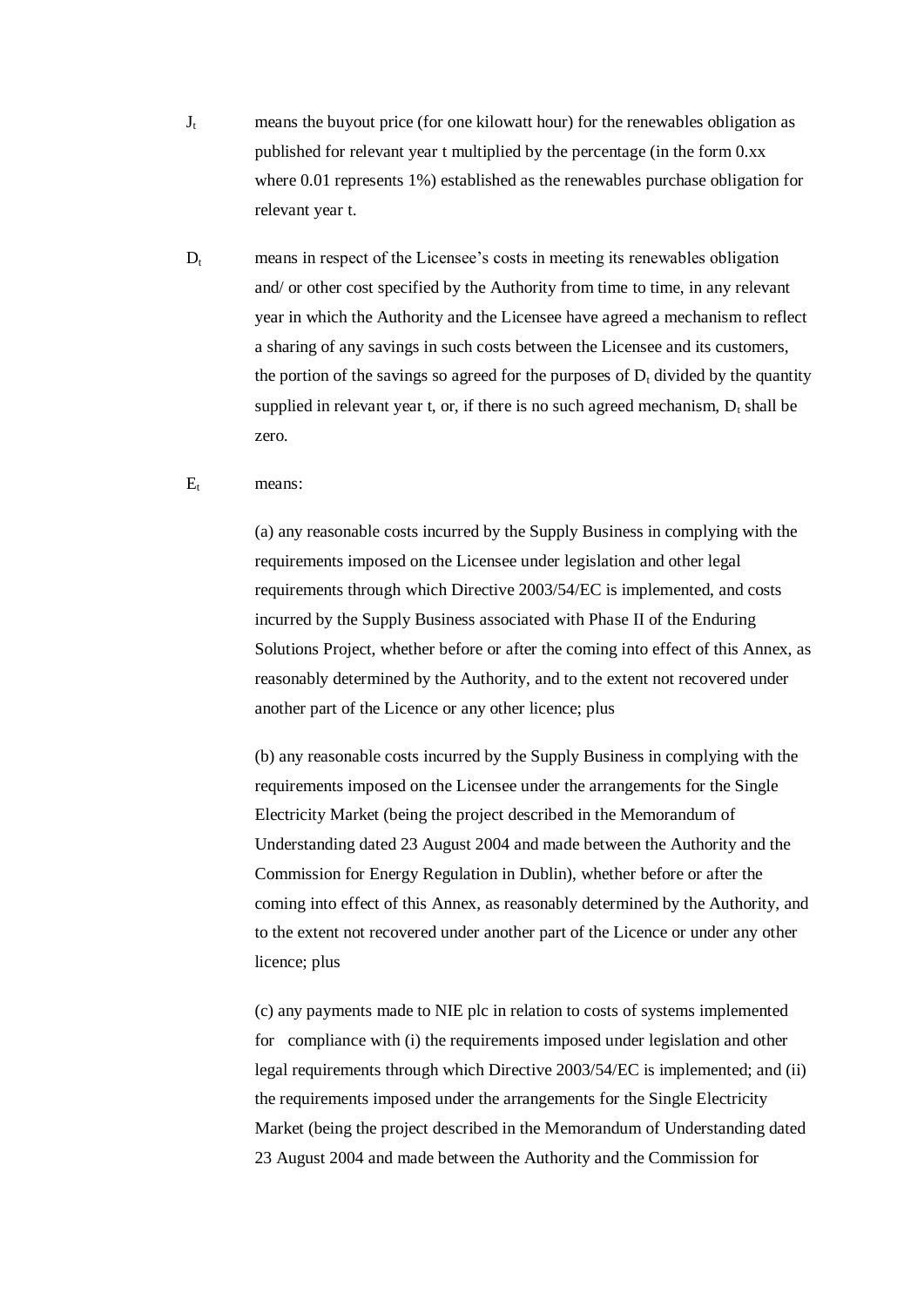$J_t$ means the buyout price (for one kilowatt hour) for the renewables obligation as published for relevant year t multiplied by the percentage (in the form 0.xx where 0.01 represents 1%) established as the renewables purchase obligation for relevant year t.

$D_t$ means in respect of the Licensee's costs in meeting its renewables obligation and/ or other cost specified by the Authority from time to time, in any relevant year in which the Authority and the Licensee have agreed a mechanism to reflect a sharing of any savings in such costs between the Licensee and its customers, the portion of the savings so agreed for the purposes of $D_t$ divided by the quantity supplied in relevant year t, or, if there is no such agreed mechanism, $D_t$ shall be zero.

$E_t$ means:

(a) any reasonable costs incurred by the Supply Business in complying with the requirements imposed on the Licensee under legislation and other legal requirements through which Directive 2003/54/EC is implemented, and costs incurred by the Supply Business associated with Phase II of the Enduring Solutions Project, whether before or after the coming into effect of this Annex, as reasonably determined by the Authority, and to the extent not recovered under another part of the Licence or any other licence; plus

(b) any reasonable costs incurred by the Supply Business in complying with the requirements imposed on the Licensee under the arrangements for the Single Electricity Market (being the project described in the Memorandum of Understanding dated 23 August 2004 and made between the Authority and the Commission for Energy Regulation in Dublin), whether before or after the coming into effect of this Annex, as reasonably determined by the Authority, and to the extent not recovered under another part of the Licence or under any other licence; plus

(c) any payments made to NIE plc in relation to costs of systems implemented for compliance with (i) the requirements imposed under legislation and other legal requirements through which Directive 2003/54/EC is implemented; and (ii) the requirements imposed under the arrangements for the Single Electricity Market (being the project described in the Memorandum of Understanding dated 23 August 2004 and made between the Authority and the Commission for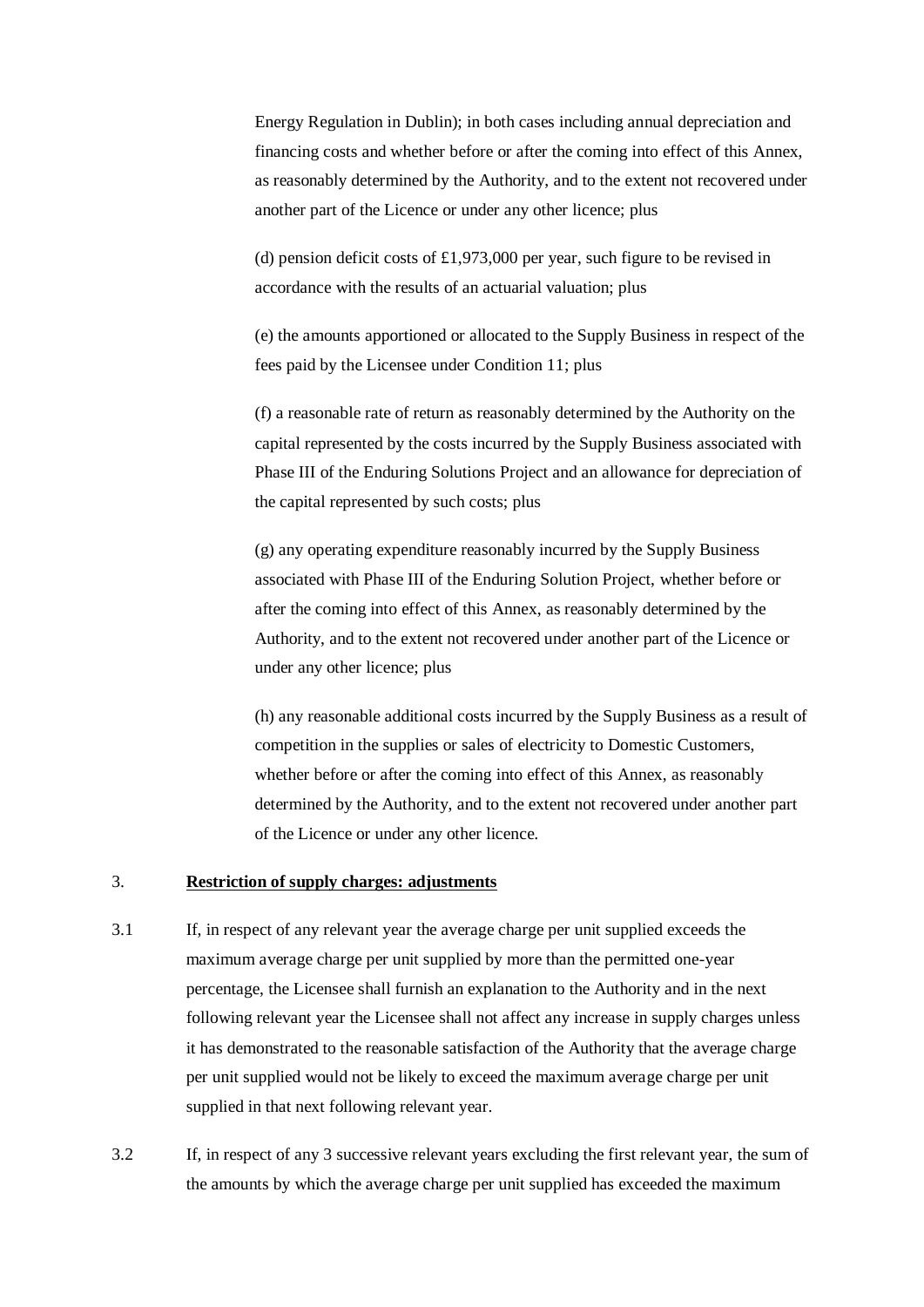Energy Regulation in Dublin); in both cases including annual depreciation and financing costs and whether before or after the coming into effect of this Annex, as reasonably determined by the Authority, and to the extent not recovered under another part of the Licence or under any other licence; plus

(d) pension deficit costs of £1,973,000 per year, such figure to be revised in accordance with the results of an actuarial valuation; plus

(e) the amounts apportioned or allocated to the Supply Business in respect of the fees paid by the Licensee under Condition 11; plus

(f) a reasonable rate of return as reasonably determined by the Authority on the capital represented by the costs incurred by the Supply Business associated with Phase III of the Enduring Solutions Project and an allowance for depreciation of the capital represented by such costs; plus

(g) any operating expenditure reasonably incurred by the Supply Business associated with Phase III of the Enduring Solution Project, whether before or after the coming into effect of this Annex, as reasonably determined by the Authority, and to the extent not recovered under another part of the Licence or under any other licence; plus

(h) any reasonable additional costs incurred by the Supply Business as a result of competition in the supplies or sales of electricity to Domestic Customers, whether before or after the coming into effect of this Annex, as reasonably determined by the Authority, and to the extent not recovered under another part of the Licence or under any other licence.

## 3. Restriction of supply charges: adjustments

3.1 If, in respect of any relevant year the average charge per unit supplied exceeds the maximum average charge per unit supplied by more than the permitted one-year percentage, the Licensee shall furnish an explanation to the Authority and in the next following relevant year the Licensee shall not affect any increase in supply charges unless it has demonstrated to the reasonable satisfaction of the Authority that the average charge per unit supplied would not be likely to exceed the maximum average charge per unit supplied in that next following relevant year.

3.2 If, in respect of any 3 successive relevant years excluding the first relevant year, the sum of the amounts by which the average charge per unit supplied has exceeded the maximum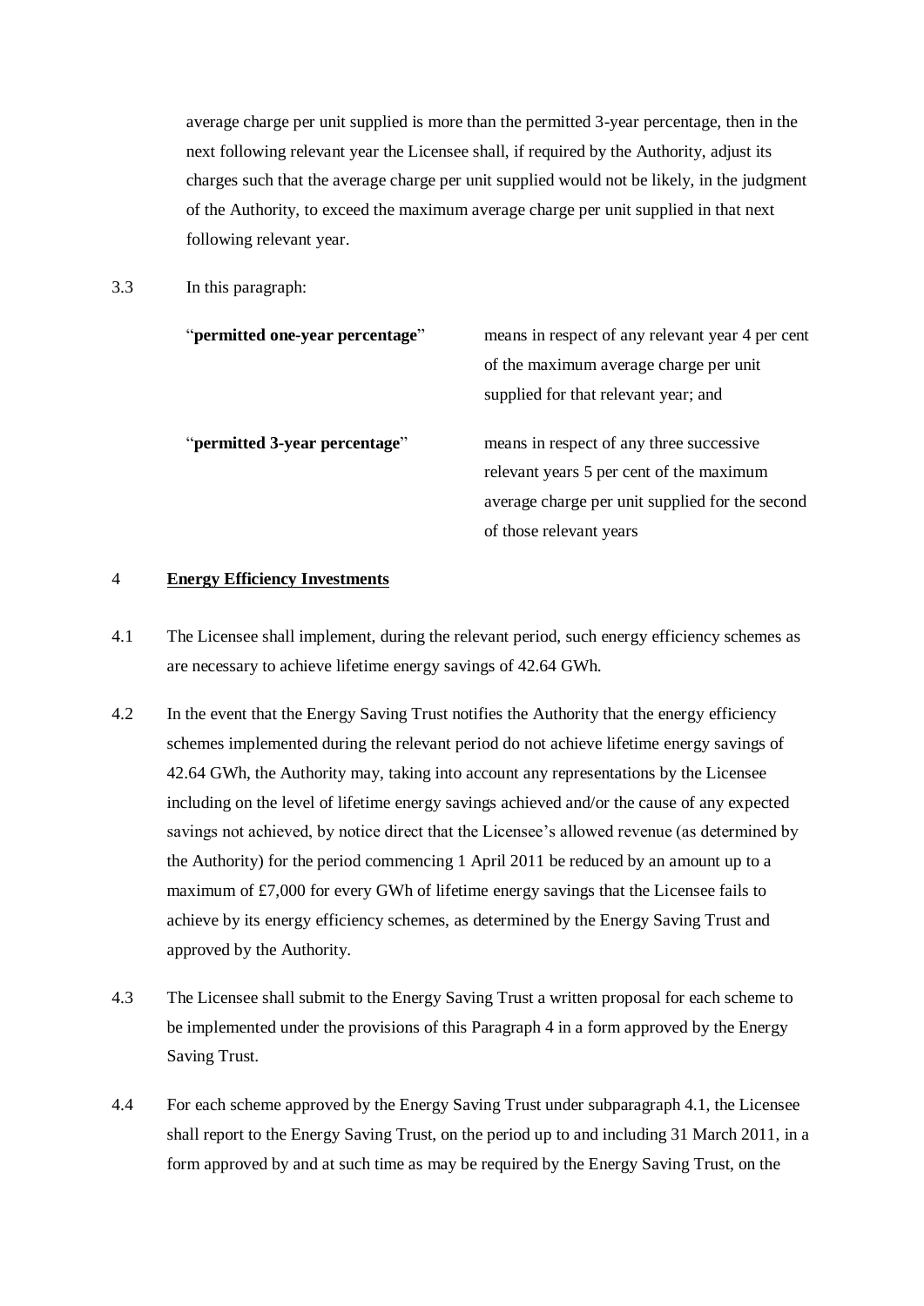average charge per unit supplied is more than the permitted 3-year percentage, then in the next following relevant year the Licensee shall, if required by the Authority, adjust its charges such that the average charge per unit supplied would not be likely, in the judgment of the Authority, to exceed the maximum average charge per unit supplied in that next following relevant year.

3.3 In this paragraph:

| | |
|---|---|
| "**permitted one-year percentage**" | means in respect of any relevant year 4 per cent of the maximum average charge per unit supplied for that relevant year; and |
| "**permitted 3-year percentage**" | means in respect of any three successive relevant years 5 per cent of the maximum average charge per unit supplied for the second of those relevant years |

4 **<u>Energy Efficiency Investments</u>**

4.1 The Licensee shall implement, during the relevant period, such energy efficiency schemes as are necessary to achieve lifetime energy savings of 42.64 GWh.

4.2 In the event that the Energy Saving Trust notifies the Authority that the energy efficiency schemes implemented during the relevant period do not achieve lifetime energy savings of 42.64 GWh, the Authority may, taking into account any representations by the Licensee including on the level of lifetime energy savings achieved and/or the cause of any expected savings not achieved, by notice direct that the Licensee's allowed revenue (as determined by the Authority) for the period commencing 1 April 2011 be reduced by an amount up to a maximum of £7,000 for every GWh of lifetime energy savings that the Licensee fails to achieve by its energy efficiency schemes, as determined by the Energy Saving Trust and approved by the Authority.

4.3 The Licensee shall submit to the Energy Saving Trust a written proposal for each scheme to be implemented under the provisions of this Paragraph 4 in a form approved by the Energy Saving Trust.

4.4 For each scheme approved by the Energy Saving Trust under subparagraph 4.1, the Licensee shall report to the Energy Saving Trust, on the period up to and including 31 March 2011, in a form approved by and at such time as may be required by the Energy Saving Trust, on the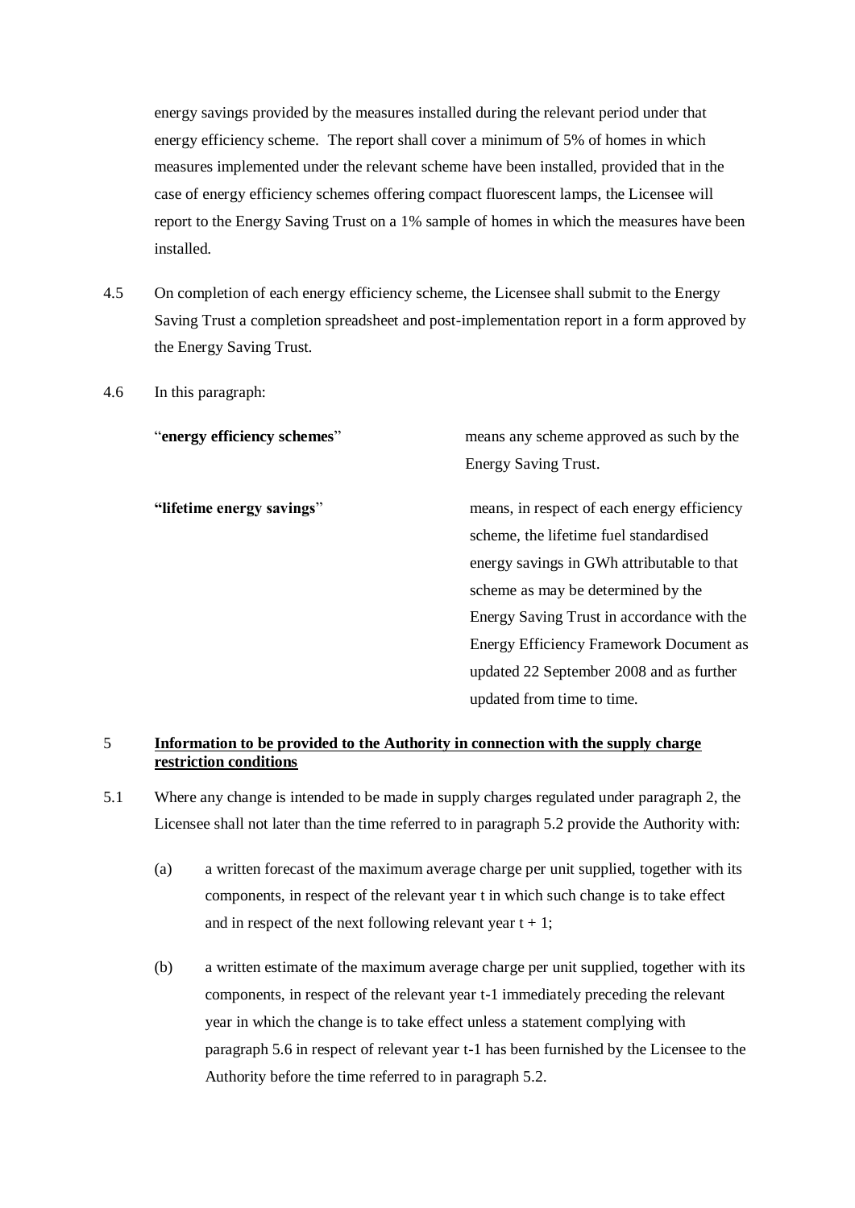energy savings provided by the measures installed during the relevant period under that energy efficiency scheme. The report shall cover a minimum of 5% of homes in which measures implemented under the relevant scheme have been installed, provided that in the case of energy efficiency schemes offering compact fluorescent lamps, the Licensee will report to the Energy Saving Trust on a 1% sample of homes in which the measures have been installed.

4.5 On completion of each energy efficiency scheme, the Licensee shall submit to the Energy Saving Trust a completion spreadsheet and post-implementation report in a form approved by the Energy Saving Trust.

4.6 In this paragraph:

| | |
|---|---|
| "**energy efficiency schemes**" | means any scheme approved as such by the Energy Saving Trust. |
| **"lifetime energy savings**" | means, in respect of each energy efficiency scheme, the lifetime fuel standardised energy savings in GWh attributable to that scheme as may be determined by the Energy Saving Trust in accordance with the Energy Efficiency Framework Document as updated 22 September 2008 and as further updated from time to time. |

## 5 Information to be provided to the Authority in connection with the supply charge restriction conditions

5.1 Where any change is intended to be made in supply charges regulated under paragraph 2, the Licensee shall not later than the time referred to in paragraph 5.2 provide the Authority with:

(a) a written forecast of the maximum average charge per unit supplied, together with its components, in respect of the relevant year t in which such change is to take effect and in respect of the next following relevant year t + 1;

(b) a written estimate of the maximum average charge per unit supplied, together with its components, in respect of the relevant year t-1 immediately preceding the relevant year in which the change is to take effect unless a statement complying with paragraph 5.6 in respect of relevant year t-1 has been furnished by the Licensee to the Authority before the time referred to in paragraph 5.2.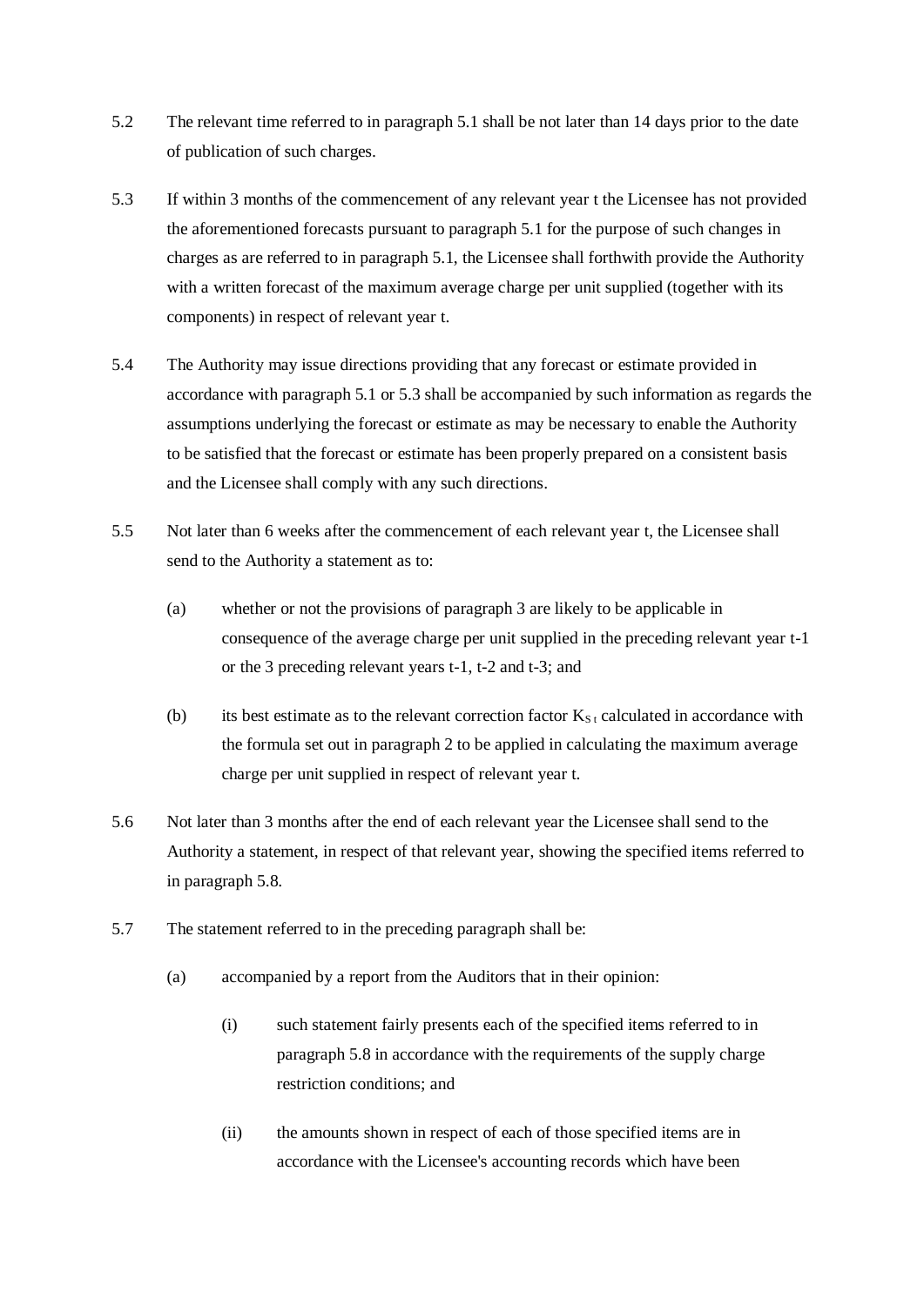5.2 The relevant time referred to in paragraph 5.1 shall be not later than 14 days prior to the date of publication of such charges.

5.3 If within 3 months of the commencement of any relevant year t the Licensee has not provided the aforementioned forecasts pursuant to paragraph 5.1 for the purpose of such changes in charges as are referred to in paragraph 5.1, the Licensee shall forthwith provide the Authority with a written forecast of the maximum average charge per unit supplied (together with its components) in respect of relevant year t.

5.4 The Authority may issue directions providing that any forecast or estimate provided in accordance with paragraph 5.1 or 5.3 shall be accompanied by such information as regards the assumptions underlying the forecast or estimate as may be necessary to enable the Authority to be satisfied that the forecast or estimate has been properly prepared on a consistent basis and the Licensee shall comply with any such directions.

5.5 Not later than 6 weeks after the commencement of each relevant year t, the Licensee shall send to the Authority a statement as to:

(a) whether or not the provisions of paragraph 3 are likely to be applicable in consequence of the average charge per unit supplied in the preceding relevant year t-1 or the 3 preceding relevant years t-1, t-2 and t-3; and

(b) its best estimate as to the relevant correction factor $K_{S\,t}$ calculated in accordance with the formula set out in paragraph 2 to be applied in calculating the maximum average charge per unit supplied in respect of relevant year t.

5.6 Not later than 3 months after the end of each relevant year the Licensee shall send to the Authority a statement, in respect of that relevant year, showing the specified items referred to in paragraph 5.8.

5.7 The statement referred to in the preceding paragraph shall be:

(a) accompanied by a report from the Auditors that in their opinion:

(i) such statement fairly presents each of the specified items referred to in paragraph 5.8 in accordance with the requirements of the supply charge restriction conditions; and

(ii) the amounts shown in respect of each of those specified items are in accordance with the Licensee's accounting records which have been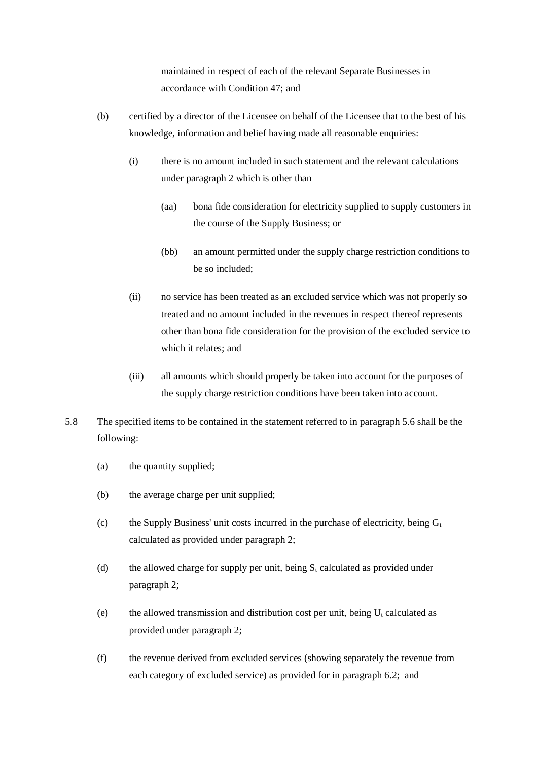maintained in respect of each of the relevant Separate Businesses in accordance with Condition 47; and

(b) certified by a director of the Licensee on behalf of the Licensee that to the best of his knowledge, information and belief having made all reasonable enquiries:

   (i) there is no amount included in such statement and the relevant calculations under paragraph 2 which is other than

      (aa) bona fide consideration for electricity supplied to supply customers in the course of the Supply Business; or

      (bb) an amount permitted under the supply charge restriction conditions to be so included;

   (ii) no service has been treated as an excluded service which was not properly so treated and no amount included in the revenues in respect thereof represents other than bona fide consideration for the provision of the excluded service to which it relates; and

   (iii) all amounts which should properly be taken into account for the purposes of the supply charge restriction conditions have been taken into account.

5.8 The specified items to be contained in the statement referred to in paragraph 5.6 shall be the following:

(a) the quantity supplied;

(b) the average charge per unit supplied;

(c) the Supply Business' unit costs incurred in the purchase of electricity, being $G_t$ calculated as provided under paragraph 2;

(d) the allowed charge for supply per unit, being $S_t$ calculated as provided under paragraph 2;

(e) the allowed transmission and distribution cost per unit, being $U_t$ calculated as provided under paragraph 2;

(f) the revenue derived from excluded services (showing separately the revenue from each category of excluded service) as provided for in paragraph 6.2; and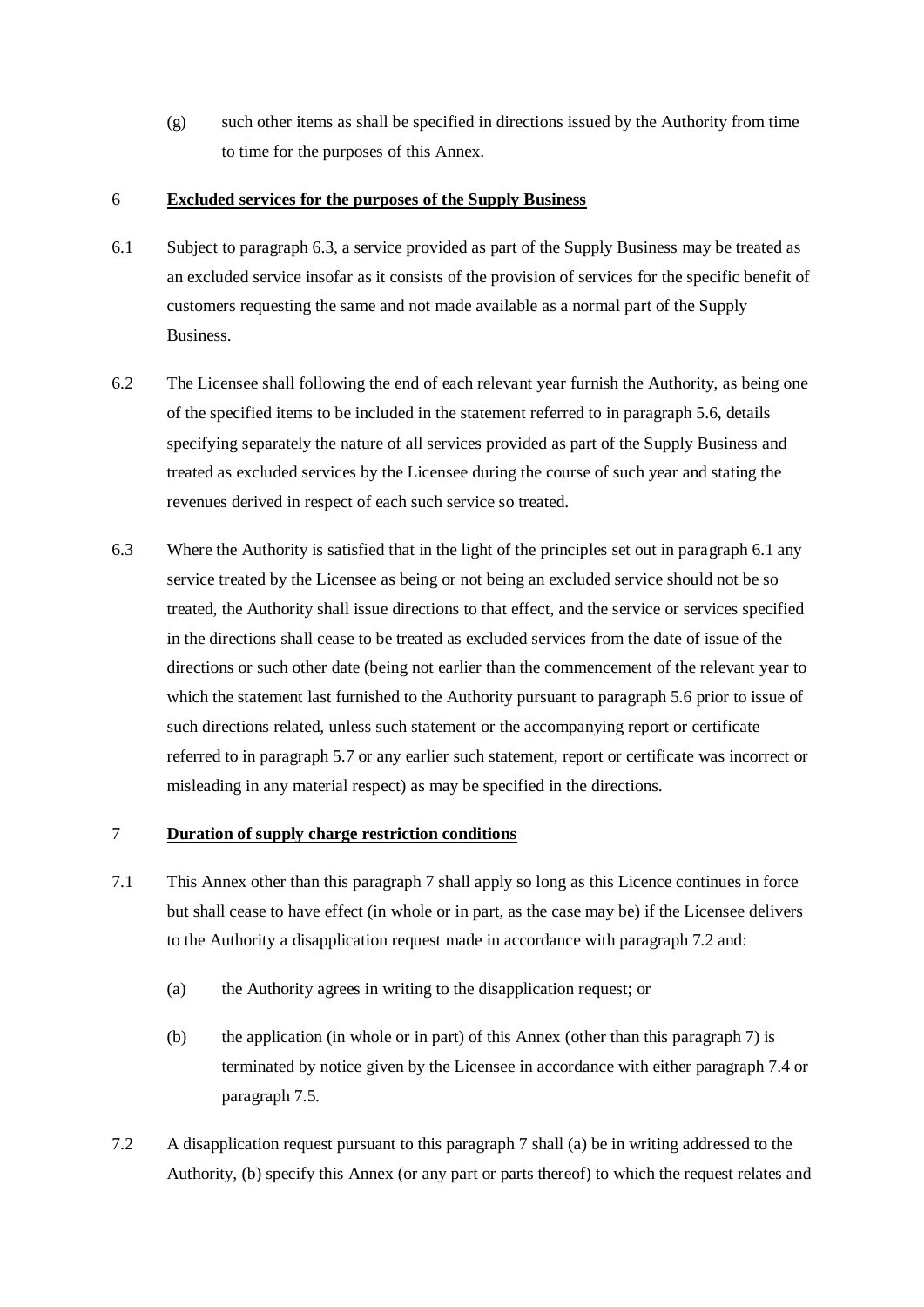(g) such other items as shall be specified in directions issued by the Authority from time to time for the purposes of this Annex.

## 6 Excluded services for the purposes of the Supply Business

6.1 Subject to paragraph 6.3, a service provided as part of the Supply Business may be treated as an excluded service insofar as it consists of the provision of services for the specific benefit of customers requesting the same and not made available as a normal part of the Supply Business.

6.2 The Licensee shall following the end of each relevant year furnish the Authority, as being one of the specified items to be included in the statement referred to in paragraph 5.6, details specifying separately the nature of all services provided as part of the Supply Business and treated as excluded services by the Licensee during the course of such year and stating the revenues derived in respect of each such service so treated.

6.3 Where the Authority is satisfied that in the light of the principles set out in paragraph 6.1 any service treated by the Licensee as being or not being an excluded service should not be so treated, the Authority shall issue directions to that effect, and the service or services specified in the directions shall cease to be treated as excluded services from the date of issue of the directions or such other date (being not earlier than the commencement of the relevant year to which the statement last furnished to the Authority pursuant to paragraph 5.6 prior to issue of such directions related, unless such statement or the accompanying report or certificate referred to in paragraph 5.7 or any earlier such statement, report or certificate was incorrect or misleading in any material respect) as may be specified in the directions.

## 7 Duration of supply charge restriction conditions

7.1 This Annex other than this paragraph 7 shall apply so long as this Licence continues in force but shall cease to have effect (in whole or in part, as the case may be) if the Licensee delivers to the Authority a disapplication request made in accordance with paragraph 7.2 and:

(a) the Authority agrees in writing to the disapplication request; or

(b) the application (in whole or in part) of this Annex (other than this paragraph 7) is terminated by notice given by the Licensee in accordance with either paragraph 7.4 or paragraph 7.5.

7.2 A disapplication request pursuant to this paragraph 7 shall (a) be in writing addressed to the Authority, (b) specify this Annex (or any part or parts thereof) to which the request relates and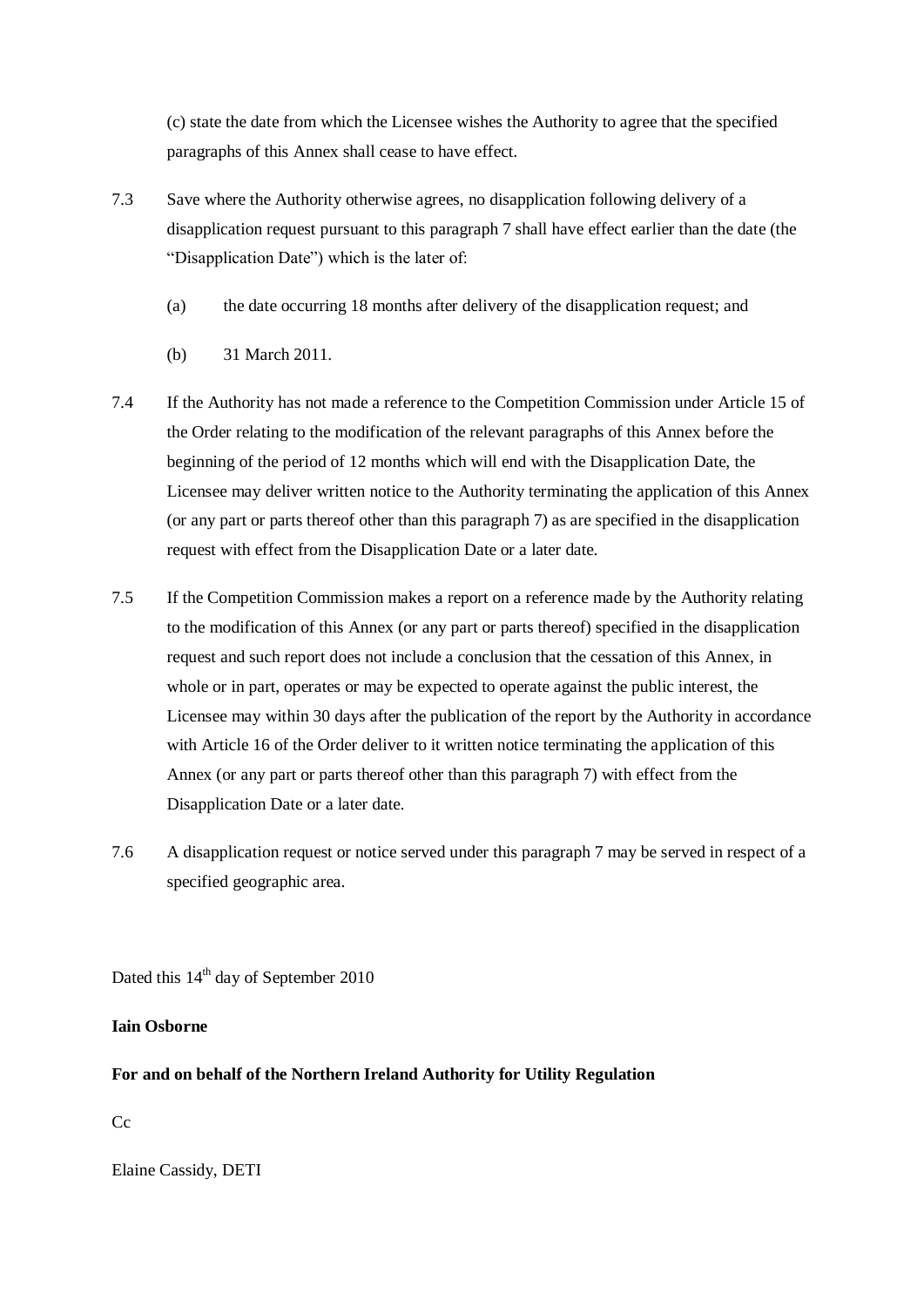(c) state the date from which the Licensee wishes the Authority to agree that the specified paragraphs of this Annex shall cease to have effect.

7.3 Save where the Authority otherwise agrees, no disapplication following delivery of a disapplication request pursuant to this paragraph 7 shall have effect earlier than the date (the "Disapplication Date") which is the later of:

(a) the date occurring 18 months after delivery of the disapplication request; and

(b) 31 March 2011.

7.4 If the Authority has not made a reference to the Competition Commission under Article 15 of the Order relating to the modification of the relevant paragraphs of this Annex before the beginning of the period of 12 months which will end with the Disapplication Date, the Licensee may deliver written notice to the Authority terminating the application of this Annex (or any part or parts thereof other than this paragraph 7) as are specified in the disapplication request with effect from the Disapplication Date or a later date.

7.5 If the Competition Commission makes a report on a reference made by the Authority relating to the modification of this Annex (or any part or parts thereof) specified in the disapplication request and such report does not include a conclusion that the cessation of this Annex, in whole or in part, operates or may be expected to operate against the public interest, the Licensee may within 30 days after the publication of the report by the Authority in accordance with Article 16 of the Order deliver to it written notice terminating the application of this Annex (or any part or parts thereof other than this paragraph 7) with effect from the Disapplication Date or a later date.

7.6 A disapplication request or notice served under this paragraph 7 may be served in respect of a specified geographic area.

Dated this 14th day of September 2010

**Iain Osborne**

**For and on behalf of the Northern Ireland Authority for Utility Regulation**

Cc

Elaine Cassidy, DETI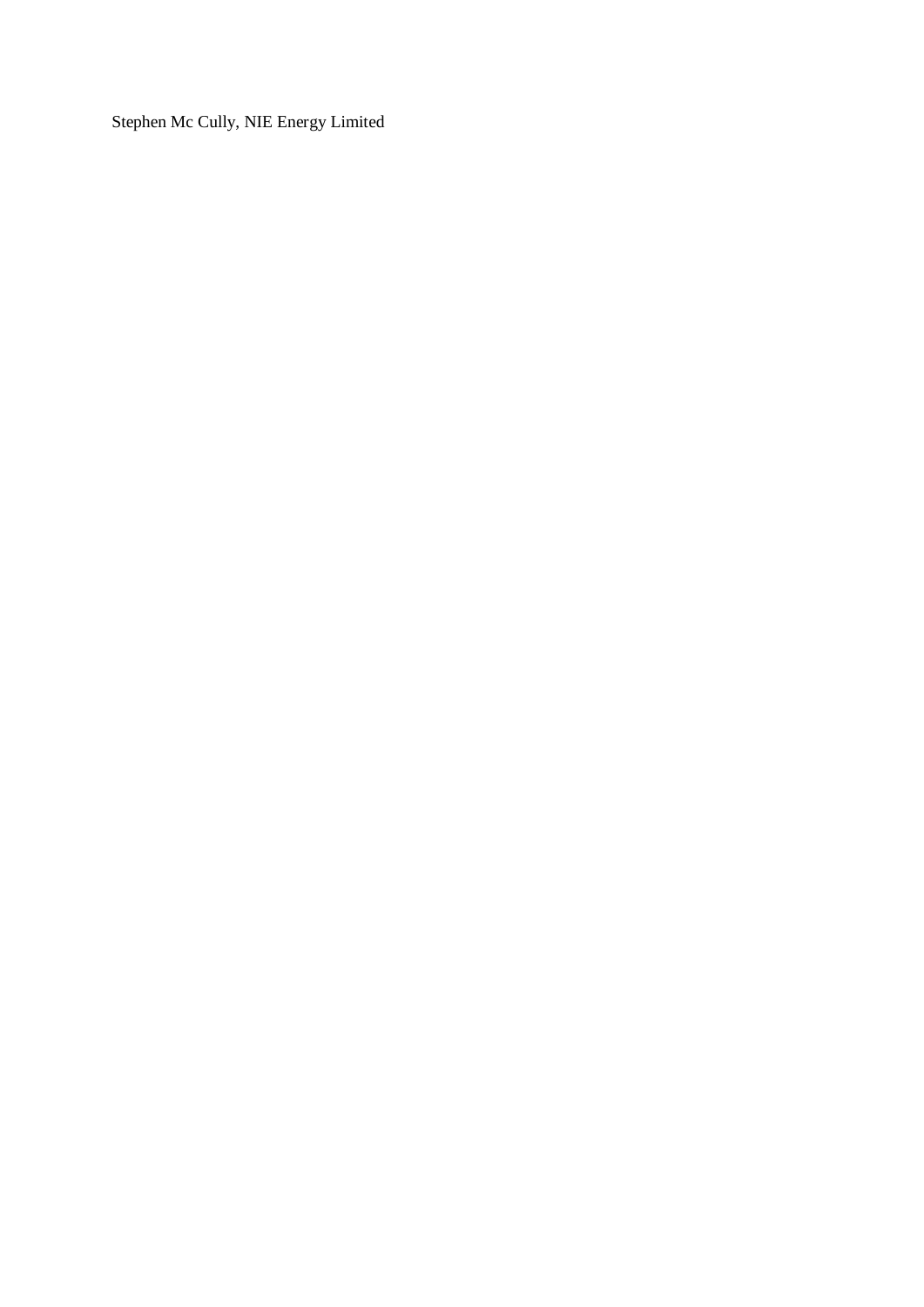Stephen Mc Cully, NIE Energy Limited